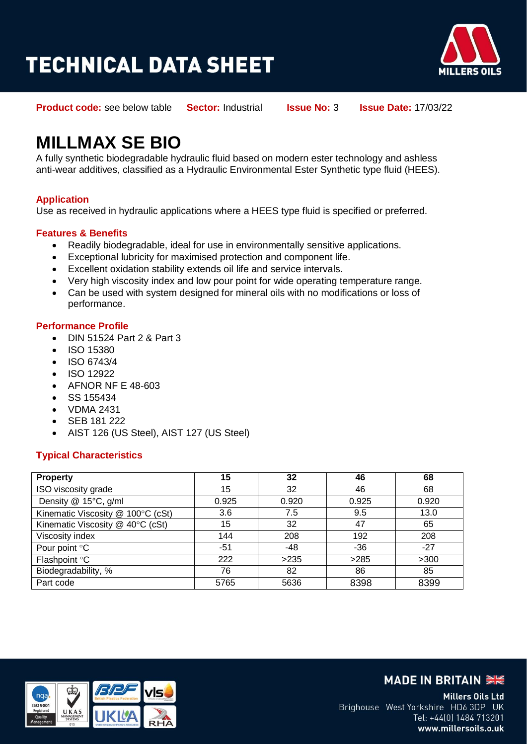# TECHNICAL DATA SHEET

**Product code:** see below table **Sector:** Industrial **Issue No:** 3 **Issue Date:** 17/03/22

# MILLMAX SE BIO

A fully synthetic biodegradable hydraulic fluid based on modern ester technology and ashless anti-wear additives, classified as a Hydraulic Environmental Ester Synthetic type fluid (HEES).

## Application

Use as received in hydraulic applications where a HEES type fluid is specified or preferred.

## Features & Benefits

- Readily biodegradable, ideal for use in environmentally sensitive applications.
- Exceptional lubricity for maximised protection and component life.
- Excellent oxidation stability extends oil life and service intervals.
- Very high viscosity index and low pour point for wide operating temperature range.
- Can be used with system designed for mineral oils with no modifications or loss of performance.

## Performance Profile

- DIN 51524 Part 2 & Part 3
- ISO 15380
- ISO 6743/4
- ISO 12922
- AFNOR NF E 48-603
- SS 155434
- VDMA 2431
- SEB 181 222
- AIST 126 (US Steel), AIST 127 (US Steel)

## Typical Characteristics

| Property | 15 | 32 | 46 | 68 |
|---|---|---|---|---|
| ISO viscosity grade | 15 | 32 | 46 | 68 |
| Density @ 15°C, g/ml | 0.925 | 0.920 | 0.925 | 0.920 |
| Kinematic Viscosity @ 100°C (cSt) | 3.6 | 7.5 | 9.5 | 13.0 |
| Kinematic Viscosity @ 40°C (cSt) | 15 | 32 | 47 | 65 |
| Viscosity index | 144 | 208 | 192 | 208 |
| Pour point °C | -51 | -48 | -36 | -27 |
| Flashpoint °C | 222 | >235 | >285 | >300 |
| Biodegradability, % | 76 | 82 | 86 | 85 |
| Part code | 5765 | 5636 | 8398 | 8399 |

MADE IN BRITAIN

**Millers Oils Ltd**
Brighouse West Yorkshire HD6 3DP UK
Tel: +44(0) 1484 713201
**www.millersoils.co.uk**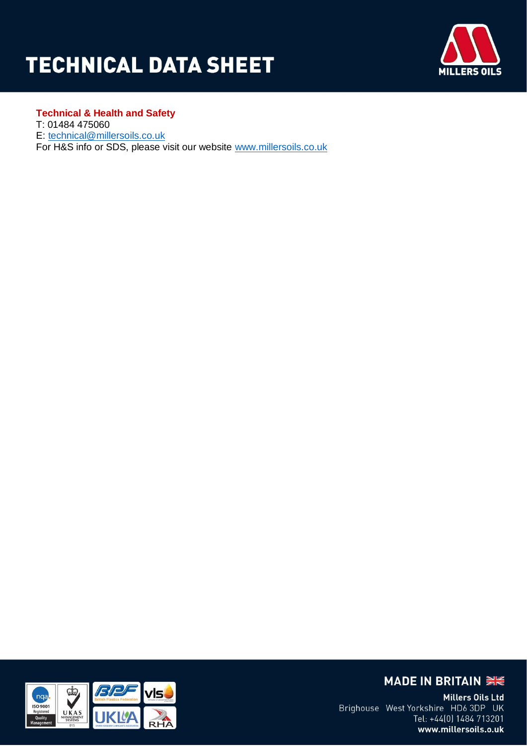**Technical & Health and Safety**

T: 01484 475060

E: technical@millersoils.co.uk

For H&S info or SDS, please visit our website www.millersoils.co.uk